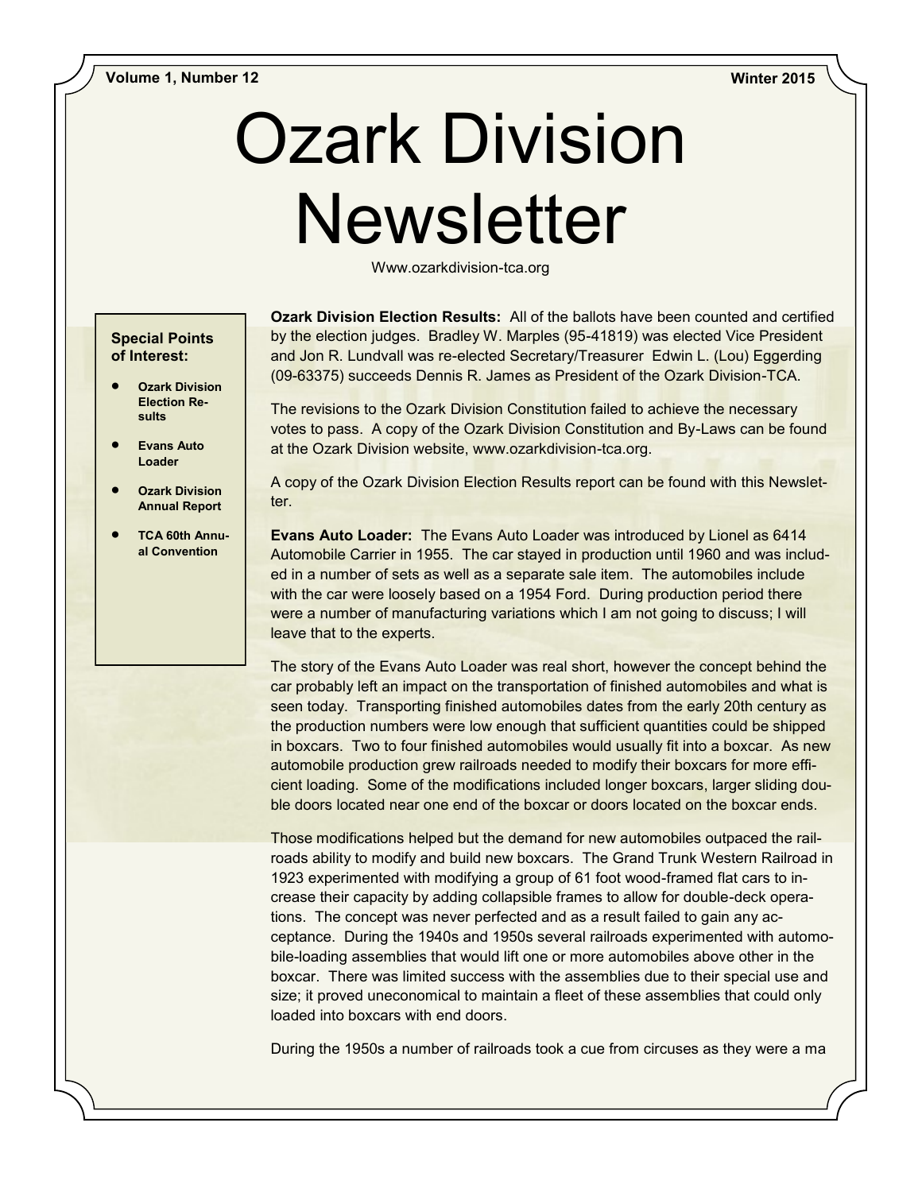Volume 1, Number 12 | Winter 2015

# Ozark Division Newsletter

Www.ozarkdivision-tca.org

**Special Points of Interest:**

- **Ozark Division Election Results**
- **Evans Auto Loader**
- **Ozark Division Annual Report**
- **TCA 60th Annual Convention**

**Ozark Division Election Results:** All of the ballots have been counted and certified by the election judges. Bradley W. Marples (95-41819) was elected Vice President and Jon R. Lundvall was re-elected Secretary/Treasurer Edwin L. (Lou) Eggerding (09-63375) succeeds Dennis R. James as President of the Ozark Division-TCA.

The revisions to the Ozark Division Constitution failed to achieve the necessary votes to pass. A copy of the Ozark Division Constitution and By-Laws can be found at the Ozark Division website, www.ozarkdivision-tca.org.

A copy of the Ozark Division Election Results report can be found with this Newsletter.

**Evans Auto Loader:** The Evans Auto Loader was introduced by Lionel as 6414 Automobile Carrier in 1955. The car stayed in production until 1960 and was included in a number of sets as well as a separate sale item. The automobiles include with the car were loosely based on a 1954 Ford. During production period there were a number of manufacturing variations which I am not going to discuss; I will leave that to the experts.

The story of the Evans Auto Loader was real short, however the concept behind the car probably left an impact on the transportation of finished automobiles and what is seen today. Transporting finished automobiles dates from the early 20th century as the production numbers were low enough that sufficient quantities could be shipped in boxcars. Two to four finished automobiles would usually fit into a boxcar. As new automobile production grew railroads needed to modify their boxcars for more efficient loading. Some of the modifications included longer boxcars, larger sliding double doors located near one end of the boxcar or doors located on the boxcar ends.

Those modifications helped but the demand for new automobiles outpaced the railroads ability to modify and build new boxcars. The Grand Trunk Western Railroad in 1923 experimented with modifying a group of 61 foot wood-framed flat cars to increase their capacity by adding collapsible frames to allow for double-deck operations. The concept was never perfected and as a result failed to gain any acceptance. During the 1940s and 1950s several railroads experimented with automobile-loading assemblies that would lift one or more automobiles above other in the boxcar. There was limited success with the assemblies due to their special use and size; it proved uneconomical to maintain a fleet of these assemblies that could only loaded into boxcars with end doors.

During the 1950s a number of railroads took a cue from circuses as they were a ma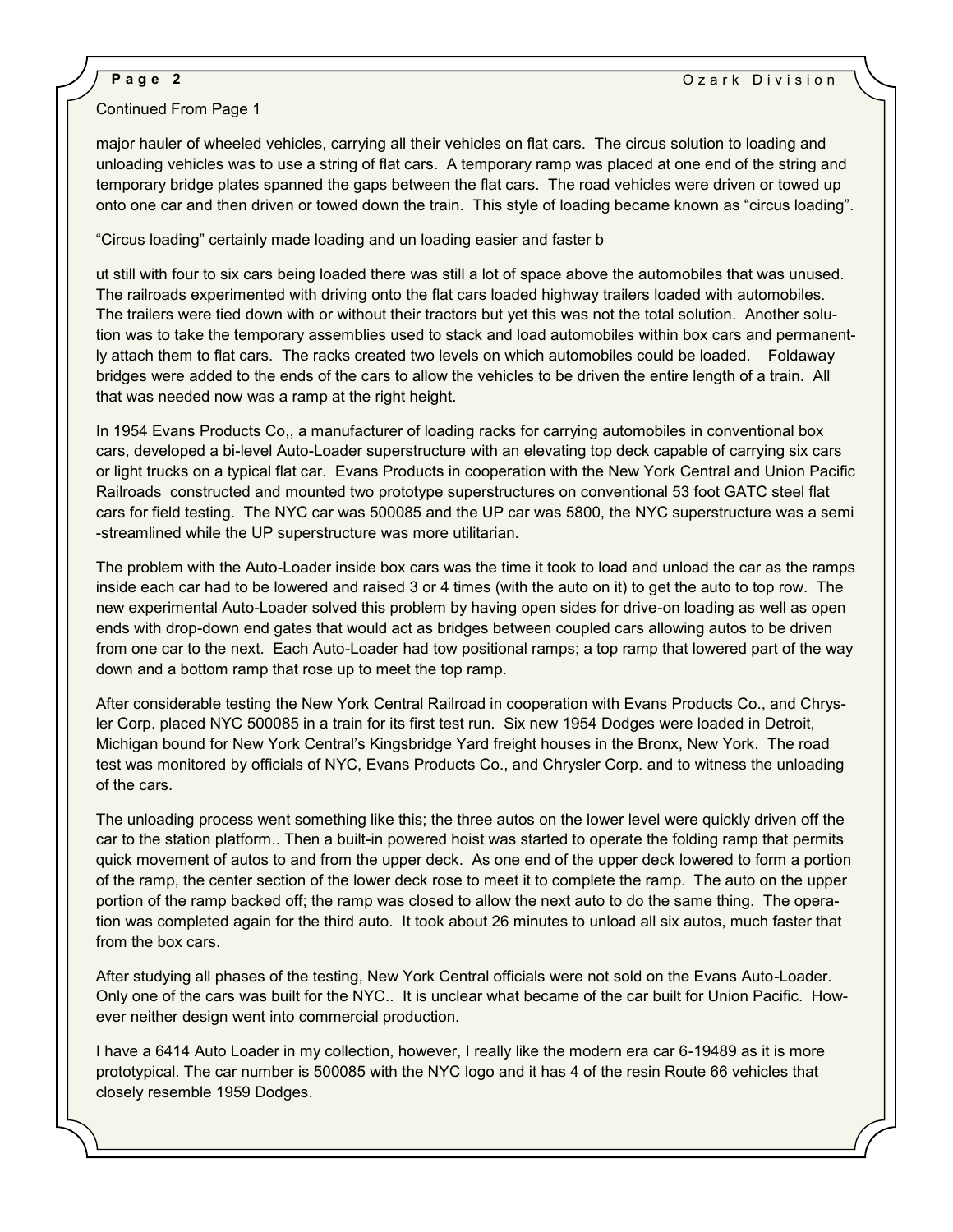Continued From Page 1

major hauler of wheeled vehicles, carrying all their vehicles on flat cars. The circus solution to loading and unloading vehicles was to use a string of flat cars. A temporary ramp was placed at one end of the string and temporary bridge plates spanned the gaps between the flat cars. The road vehicles were driven or towed up onto one car and then driven or towed down the train. This style of loading became known as "circus loading".

"Circus loading" certainly made loading and un loading easier and faster b

ut still with four to six cars being loaded there was still a lot of space above the automobiles that was unused. The railroads experimented with driving onto the flat cars loaded highway trailers loaded with automobiles. The trailers were tied down with or without their tractors but yet this was not the total solution. Another solution was to take the temporary assemblies used to stack and load automobiles within box cars and permanently attach them to flat cars. The racks created two levels on which automobiles could be loaded. Foldaway bridges were added to the ends of the cars to allow the vehicles to be driven the entire length of a train. All that was needed now was a ramp at the right height.

In 1954 Evans Products Co,, a manufacturer of loading racks for carrying automobiles in conventional box cars, developed a bi-level Auto-Loader superstructure with an elevating top deck capable of carrying six cars or light trucks on a typical flat car. Evans Products in cooperation with the New York Central and Union Pacific Railroads constructed and mounted two prototype superstructures on conventional 53 foot GATC steel flat cars for field testing. The NYC car was 500085 and the UP car was 5800, the NYC superstructure was a semi-streamlined while the UP superstructure was more utilitarian.

The problem with the Auto-Loader inside box cars was the time it took to load and unload the car as the ramps inside each car had to be lowered and raised 3 or 4 times (with the auto on it) to get the auto to top row. The new experimental Auto-Loader solved this problem by having open sides for drive-on loading as well as open ends with drop-down end gates that would act as bridges between coupled cars allowing autos to be driven from one car to the next. Each Auto-Loader had tow positional ramps; a top ramp that lowered part of the way down and a bottom ramp that rose up to meet the top ramp.

After considerable testing the New York Central Railroad in cooperation with Evans Products Co., and Chrysler Corp. placed NYC 500085 in a train for its first test run. Six new 1954 Dodges were loaded in Detroit, Michigan bound for New York Central's Kingsbridge Yard freight houses in the Bronx, New York. The road test was monitored by officials of NYC, Evans Products Co., and Chrysler Corp. and to witness the unloading of the cars.

The unloading process went something like this; the three autos on the lower level were quickly driven off the car to the station platform.. Then a built-in powered hoist was started to operate the folding ramp that permits quick movement of autos to and from the upper deck. As one end of the upper deck lowered to form a portion of the ramp, the center section of the lower deck rose to meet it to complete the ramp. The auto on the upper portion of the ramp backed off; the ramp was closed to allow the next auto to do the same thing. The operation was completed again for the third auto. It took about 26 minutes to unload all six autos, much faster that from the box cars.

After studying all phases of the testing, New York Central officials were not sold on the Evans Auto-Loader. Only one of the cars was built for the NYC.. It is unclear what became of the car built for Union Pacific. However neither design went into commercial production.

I have a 6414 Auto Loader in my collection, however, I really like the modern era car 6-19489 as it is more prototypical. The car number is 500085 with the NYC logo and it has 4 of the resin Route 66 vehicles that closely resemble 1959 Dodges.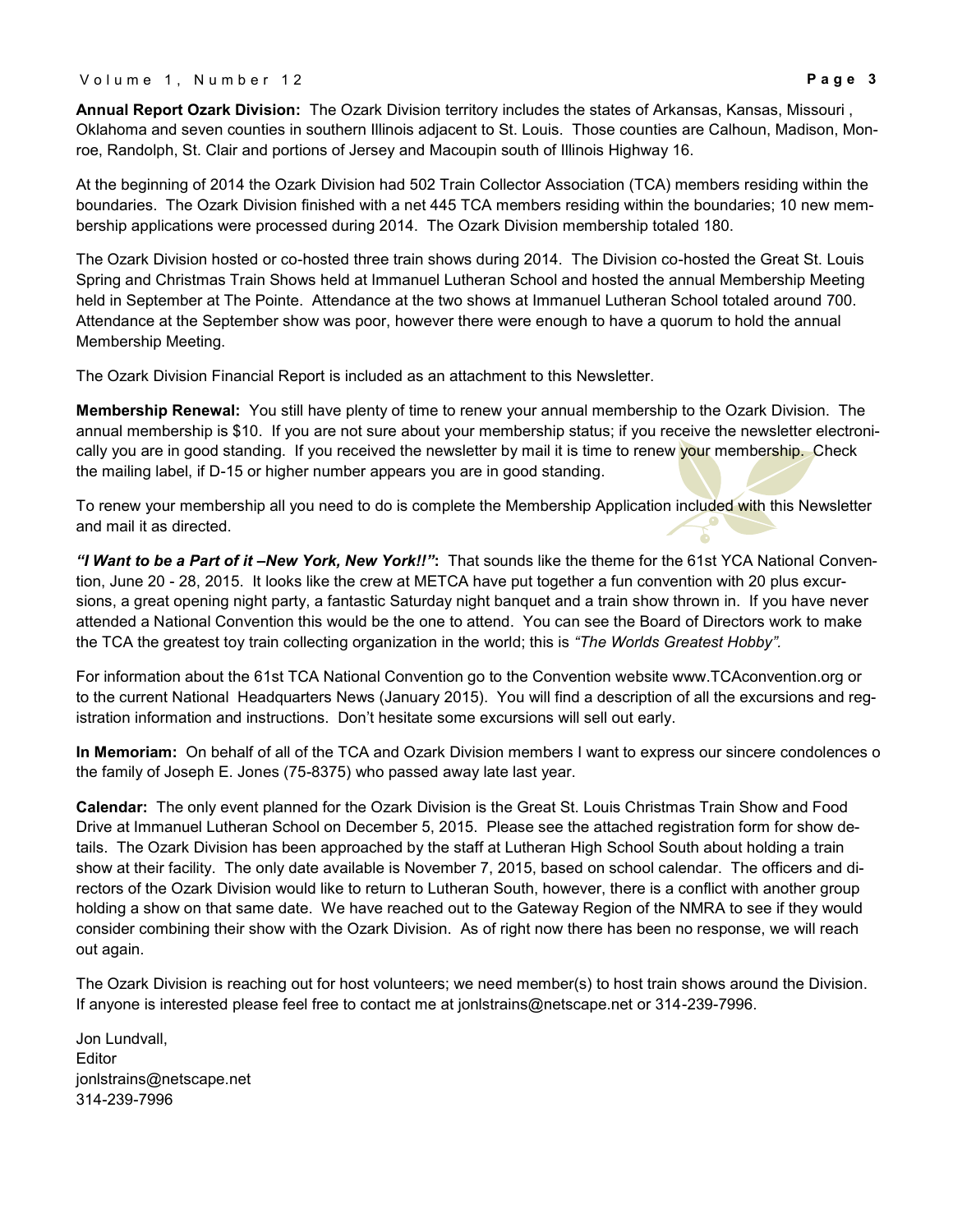**Annual Report Ozark Division:** The Ozark Division territory includes the states of Arkansas, Kansas, Missouri , Oklahoma and seven counties in southern Illinois adjacent to St. Louis. Those counties are Calhoun, Madison, Monroe, Randolph, St. Clair and portions of Jersey and Macoupin south of Illinois Highway 16.

At the beginning of 2014 the Ozark Division had 502 Train Collector Association (TCA) members residing within the boundaries. The Ozark Division finished with a net 445 TCA members residing within the boundaries; 10 new membership applications were processed during 2014. The Ozark Division membership totaled 180.

The Ozark Division hosted or co-hosted three train shows during 2014. The Division co-hosted the Great St. Louis Spring and Christmas Train Shows held at Immanuel Lutheran School and hosted the annual Membership Meeting held in September at The Pointe. Attendance at the two shows at Immanuel Lutheran School totaled around 700. Attendance at the September show was poor, however there were enough to have a quorum to hold the annual Membership Meeting.

The Ozark Division Financial Report is included as an attachment to this Newsletter.

**Membership Renewal:** You still have plenty of time to renew your annual membership to the Ozark Division. The annual membership is $10. If you are not sure about your membership status; if you receive the newsletter electronically you are in good standing. If you received the newsletter by mail it is time to renew your membership. Check the mailing label, if D-15 or higher number appears you are in good standing.

To renew your membership all you need to do is complete the Membership Application included with this Newsletter and mail it as directed.

***"I Want to be a Part of it –New York, New York!!"*:** That sounds like the theme for the 61st YCA National Convention, June 20 - 28, 2015. It looks like the crew at METCA have put together a fun convention with 20 plus excursions, a great opening night party, a fantastic Saturday night banquet and a train show thrown in. If you have never attended a National Convention this would be the one to attend. You can see the Board of Directors work to make the TCA the greatest toy train collecting organization in the world; this is *"The Worlds Greatest Hobby".*

For information about the 61st TCA National Convention go to the Convention website www.TCAconvention.org or to the current National Headquarters News (January 2015). You will find a description of all the excursions and registration information and instructions. Don't hesitate some excursions will sell out early.

**In Memoriam:** On behalf of all of the TCA and Ozark Division members I want to express our sincere condolences o the family of Joseph E. Jones (75-8375) who passed away late last year.

**Calendar:** The only event planned for the Ozark Division is the Great St. Louis Christmas Train Show and Food Drive at Immanuel Lutheran School on December 5, 2015. Please see the attached registration form for show details. The Ozark Division has been approached by the staff at Lutheran High School South about holding a train show at their facility. The only date available is November 7, 2015, based on school calendar. The officers and directors of the Ozark Division would like to return to Lutheran South, however, there is a conflict with another group holding a show on that same date. We have reached out to the Gateway Region of the NMRA to see if they would consider combining their show with the Ozark Division. As of right now there has been no response, we will reach out again.

The Ozark Division is reaching out for host volunteers; we need member(s) to host train shows around the Division. If anyone is interested please feel free to contact me at jonlstrains@netscape.net or 314-239-7996.

Jon Lundvall,
Editor
jonlstrains@netscape.net
314-239-7996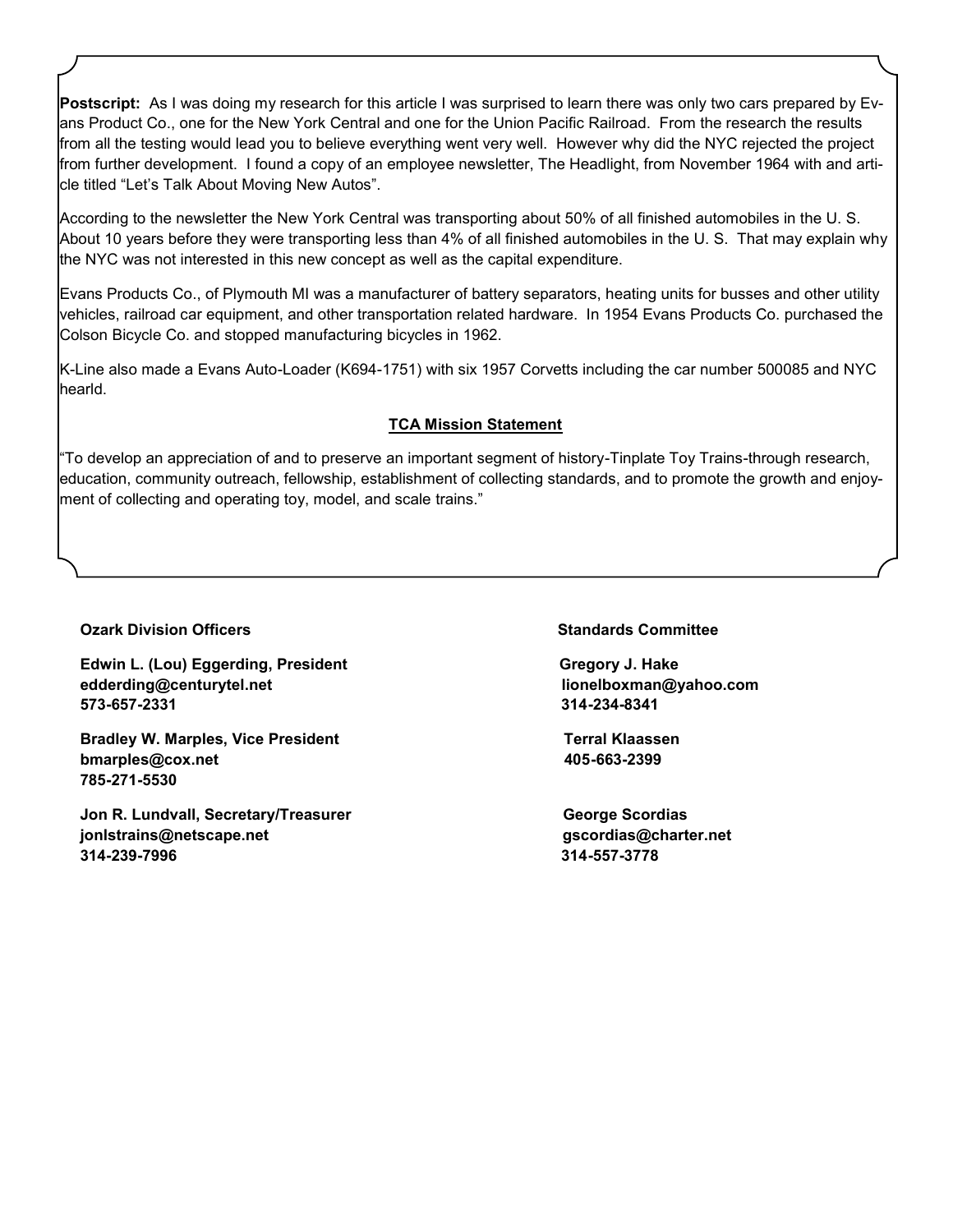**Postscript:** As I was doing my research for this article I was surprised to learn there was only two cars prepared by Evans Product Co., one for the New York Central and one for the Union Pacific Railroad. From the research the results from all the testing would lead you to believe everything went very well. However why did the NYC rejected the project from further development. I found a copy of an employee newsletter, The Headlight, from November 1964 with and article titled "Let's Talk About Moving New Autos".

According to the newsletter the New York Central was transporting about 50% of all finished automobiles in the U. S. About 10 years before they were transporting less than 4% of all finished automobiles in the U. S. That may explain why the NYC was not interested in this new concept as well as the capital expenditure.

Evans Products Co., of Plymouth MI was a manufacturer of battery separators, heating units for busses and other utility vehicles, railroad car equipment, and other transportation related hardware. In 1954 Evans Products Co. purchased the Colson Bicycle Co. and stopped manufacturing bicycles in 1962.

K-Line also made a Evans Auto-Loader (K694-1751) with six 1957 Corvetts including the car number 500085 and NYC hearld.

**TCA Mission Statement**

"To develop an appreciation of and to preserve an important segment of history-Tinplate Toy Trains-through research, education, community outreach, fellowship, establishment of collecting standards, and to promote the growth and enjoyment of collecting and operating toy, model, and scale trains."

**Ozark Division Officers**

**Edwin L. (Lou) Eggerding, President**
**edderding@centurytel.net**
**573-657-2331**

**Bradley W. Marples, Vice President**
**bmarples@cox.net**
**785-271-5530**

**Jon R. Lundvall, Secretary/Treasurer**
**jonlstrains@netscape.net**
**314-239-7996**

**Standards Committee**

**Gregory J. Hake**
**lionelboxman@yahoo.com**
**314-234-8341**

**Terral Klaassen**
**405-663-2399**

**George Scordias**
**gscordias@charter.net**
**314-557-3778**